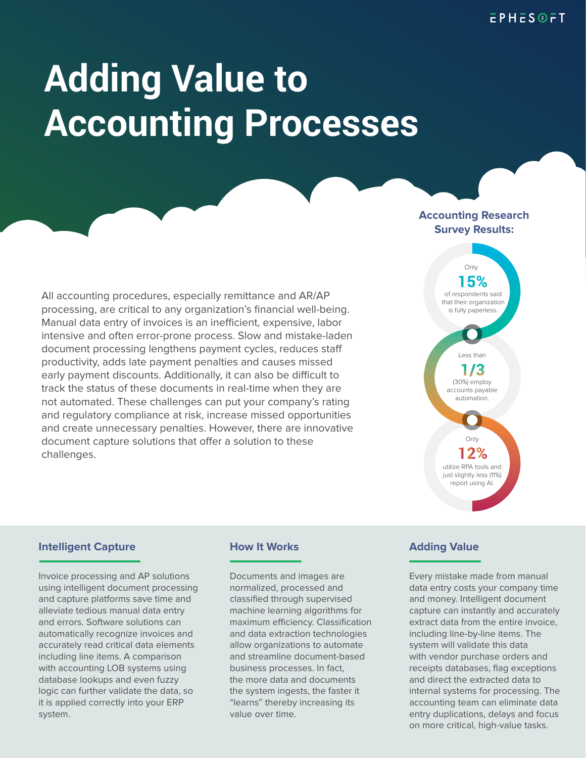# Adding Value to Accounting Processes

All accounting procedures, especially remittance and AR/AP processing, are critical to any organization's financial well-being. Manual data entry of invoices is an inefficient, expensive, labor intensive and often error-prone process. Slow and mistake-laden document processing lengthens payment cycles, reduces staff productivity, adds late payment penalties and causes missed early payment discounts. Additionally, it can also be difficult to track the status of these documents in real-time when they are not automated. These challenges can put your company's rating and regulatory compliance at risk, increase missed opportunities and create unnecessary penalties. However, there are innovative document capture solutions that offer a solution to these challenges.

### Accounting Research Survey Results:

- Only **15%** of respondents said that their organization is fully paperless.
- Less than **1/3** (30%) employ accounts payable automation.
- Only **12%** utilize RPA tools and just slightly less (11%) report using AI.

## Intelligent Capture

Invoice processing and AP solutions using intelligent document processing and capture platforms save time and alleviate tedious manual data entry and errors. Software solutions can automatically recognize invoices and accurately read critical data elements including line items. A comparison with accounting LOB systems using database lookups and even fuzzy logic can further validate the data, so it is applied correctly into your ERP system.

## How It Works

Documents and images are normalized, processed and classified through supervised machine learning algorithms for maximum efficiency. Classification and data extraction technologies allow organizations to automate and streamline document-based business processes. In fact, the more data and documents the system ingests, the faster it "learns" thereby increasing its value over time.

## Adding Value

Every mistake made from manual data entry costs your company time and money. Intelligent document capture can instantly and accurately extract data from the entire invoice, including line-by-line items. The system will validate this data with vendor purchase orders and receipts databases, flag exceptions and direct the extracted data to internal systems for processing. The accounting team can eliminate data entry duplications, delays and focus on more critical, high-value tasks.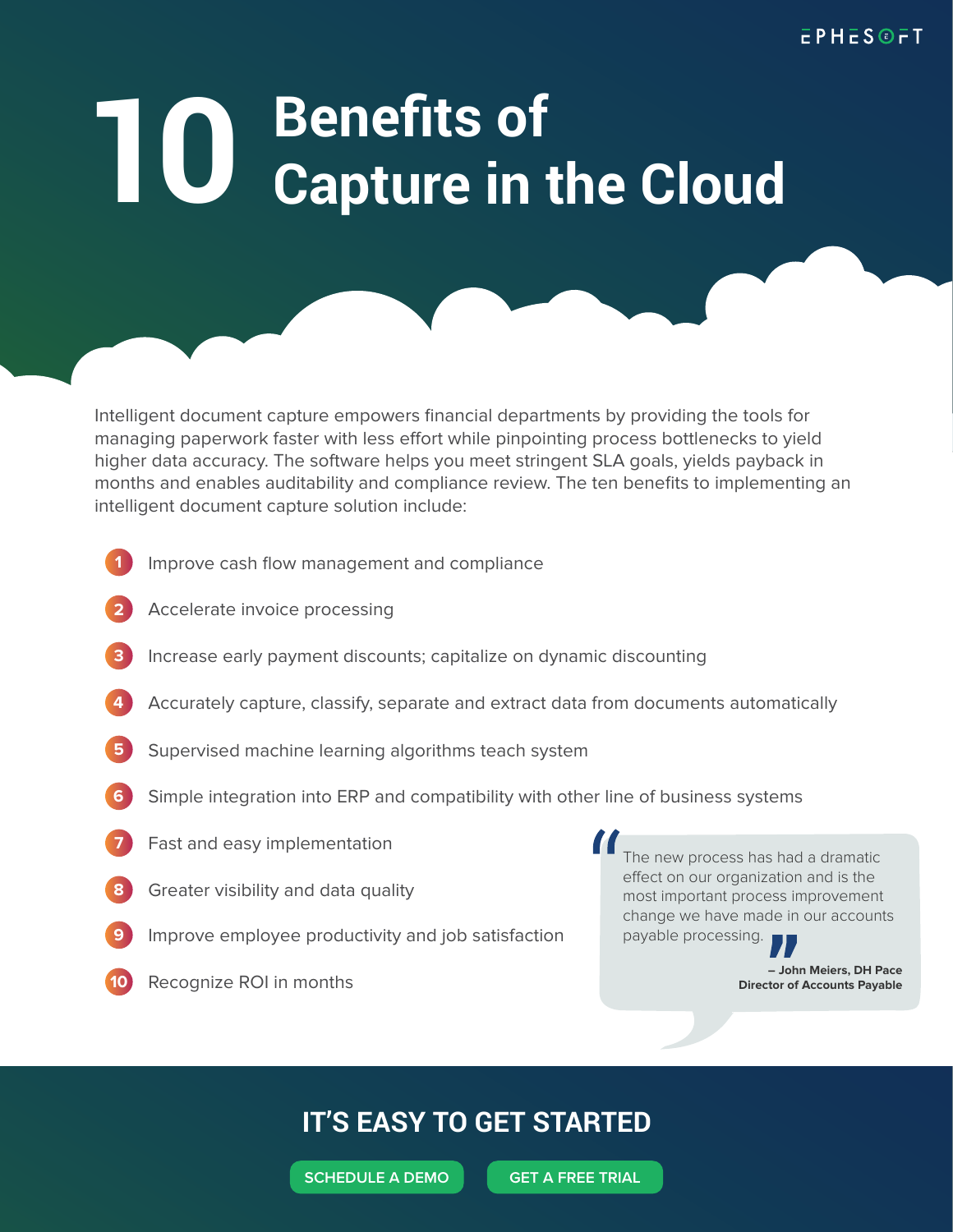EPHESOFT

# 10 Benefits of Capture in the Cloud

Intelligent document capture empowers financial departments by providing the tools for managing paperwork faster with less effort while pinpointing process bottlenecks to yield higher data accuracy. The software helps you meet stringent SLA goals, yields payback in months and enables auditability and compliance review. The ten benefits to implementing an intelligent document capture solution include:

1. Improve cash flow management and compliance
2. Accelerate invoice processing
3. Increase early payment discounts; capitalize on dynamic discounting
4. Accurately capture, classify, separate and extract data from documents automatically
5. Supervised machine learning algorithms teach system
6. Simple integration into ERP and compatibility with other line of business systems
7. Fast and easy implementation
8. Greater visibility and data quality
9. Improve employee productivity and job satisfaction
10. Recognize ROI in months

> "The new process has had a dramatic effect on our organization and is the most important process improvement change we have made in our accounts payable processing."
>
> **– John Meiers, DH Pace**
> **Director of Accounts Payable**

## IT'S EASY TO GET STARTED

SCHEDULE A DEMO

GET A FREE TRIAL